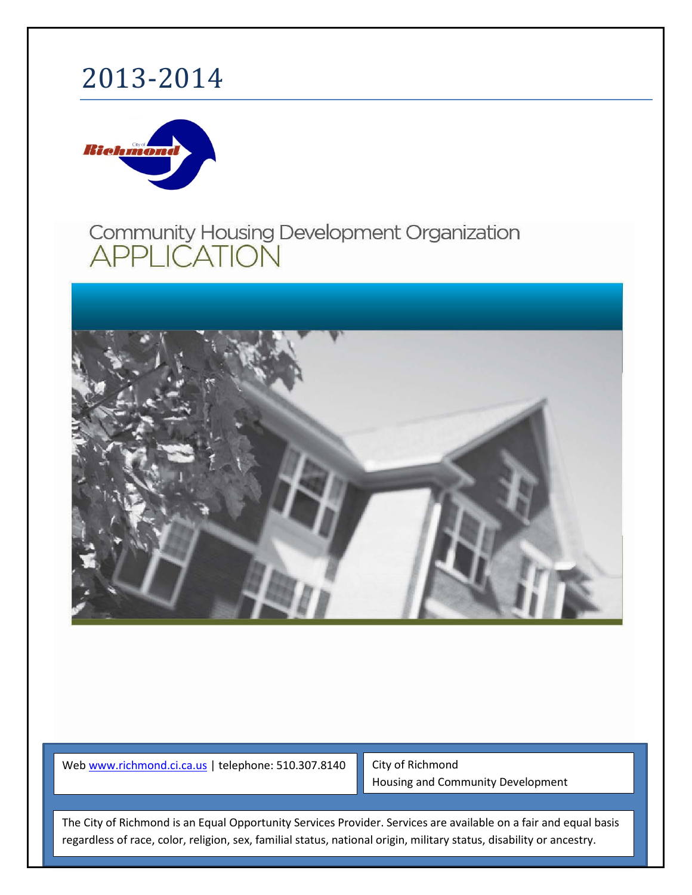# 2013-2014

City of Richmond

## Community Housing Development Organization APPLICATION

Web www.richmond.ci.ca.us | telephone: 510.307.8140

City of Richmond
Housing and Community Development

The City of Richmond is an Equal Opportunity Services Provider. Services are available on a fair and equal basis regardless of race, color, religion, sex, familial status, national origin, military status, disability or ancestry.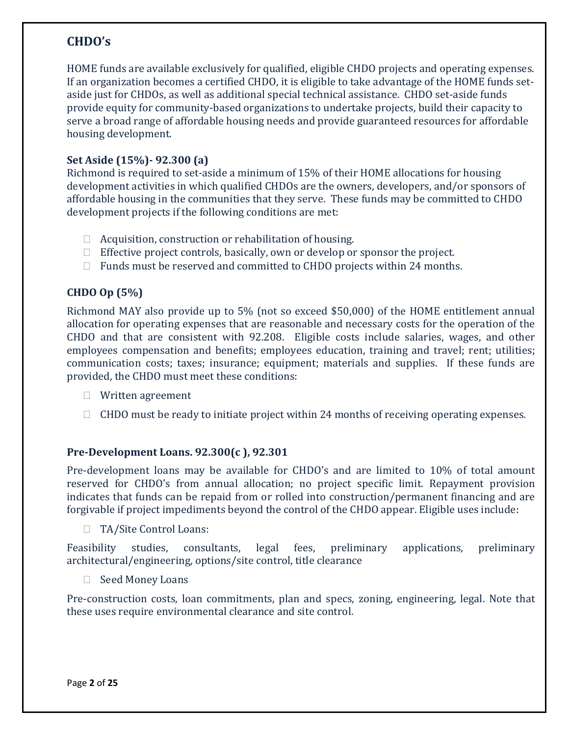## CHDO's

HOME funds are available exclusively for qualified, eligible CHDO projects and operating expenses. If an organization becomes a certified CHDO, it is eligible to take advantage of the HOME funds set-aside just for CHDOs, as well as additional special technical assistance. CHDO set-aside funds provide equity for community-based organizations to undertake projects, build their capacity to serve a broad range of affordable housing needs and provide guaranteed resources for affordable housing development.

### Set Aside (15%)- 92.300 (a)

Richmond is required to set-aside a minimum of 15% of their HOME allocations for housing development activities in which qualified CHDOs are the owners, developers, and/or sponsors of affordable housing in the communities that they serve. These funds may be committed to CHDO development projects if the following conditions are met:

- Acquisition, construction or rehabilitation of housing.
- Effective project controls, basically, own or develop or sponsor the project.
- Funds must be reserved and committed to CHDO projects within 24 months.

### CHDO Op (5%)

Richmond MAY also provide up to 5% (not so exceed $50,000) of the HOME entitlement annual allocation for operating expenses that are reasonable and necessary costs for the operation of the CHDO and that are consistent with 92.208. Eligible costs include salaries, wages, and other employees compensation and benefits; employees education, training and travel; rent; utilities; communication costs; taxes; insurance; equipment; materials and supplies. If these funds are provided, the CHDO must meet these conditions:

- Written agreement
- CHDO must be ready to initiate project within 24 months of receiving operating expenses.

### Pre-Development Loans. 92.300(c ), 92.301

Pre-development loans may be available for CHDO's and are limited to 10% of total amount reserved for CHDO's from annual allocation; no project specific limit. Repayment provision indicates that funds can be repaid from or rolled into construction/permanent financing and are forgivable if project impediments beyond the control of the CHDO appear. Eligible uses include:

- TA/Site Control Loans:

Feasibility studies, consultants, legal fees, preliminary applications, preliminary architectural/engineering, options/site control, title clearance

- Seed Money Loans

Pre-construction costs, loan commitments, plan and specs, zoning, engineering, legal. Note that these uses require environmental clearance and site control.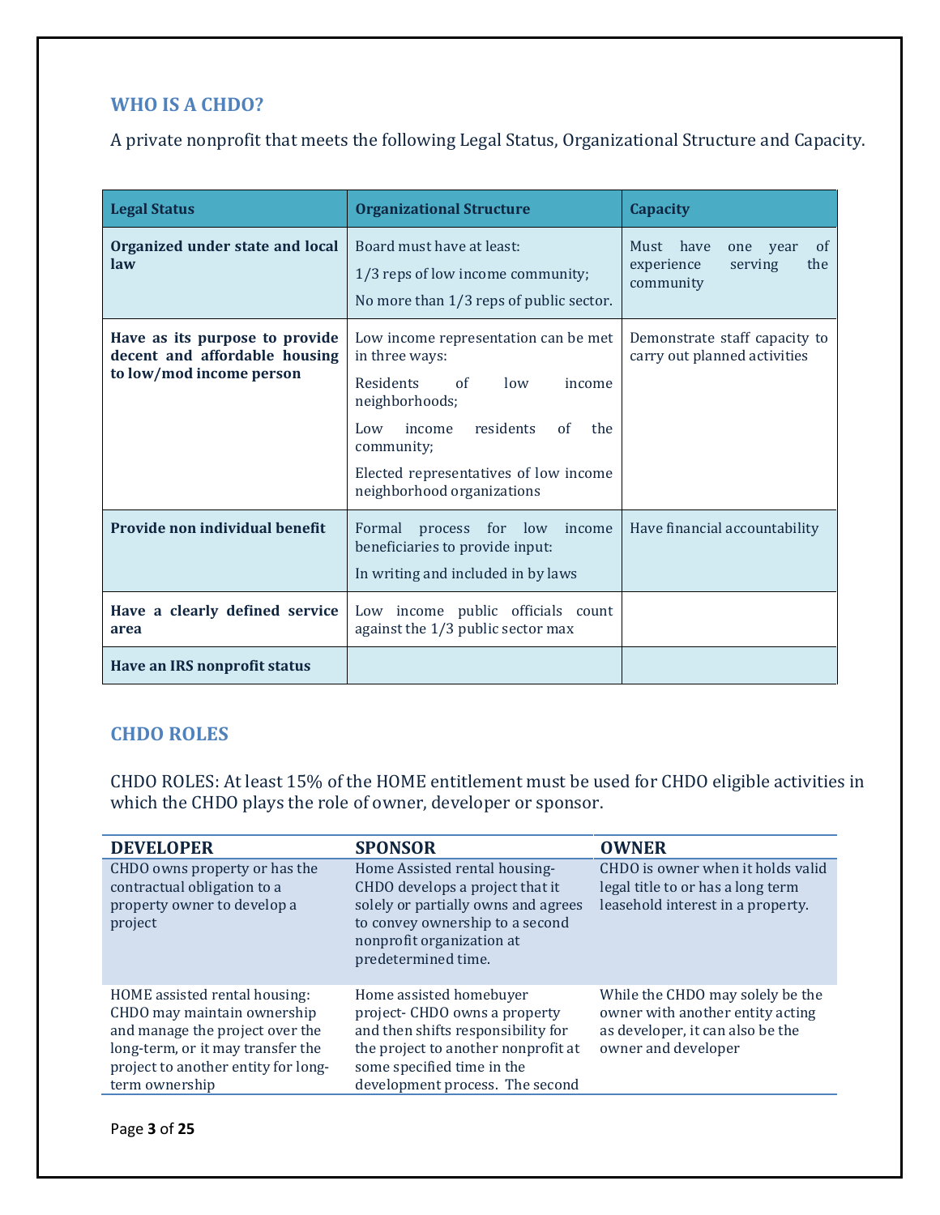## WHO IS A CHDO?

A private nonprofit that meets the following Legal Status, Organizational Structure and Capacity.

| Legal Status | Organizational Structure | Capacity |
|---|---|---|
| **Organized under state and local law** | Board must have at least:<br>1/3 reps of low income community;<br>No more than 1/3 reps of public sector. | Must have one year of experience serving the community |
| **Have as its purpose to provide decent and affordable housing to low/mod income person** | Low income representation can be met in three ways:<br>Residents of low income neighborhoods;<br>Low income residents of the community;<br>Elected representatives of low income neighborhood organizations | Demonstrate staff capacity to carry out planned activities |
| **Provide non individual benefit** | Formal process for low income beneficiaries to provide input:<br>In writing and included in by laws | Have financial accountability |
| **Have a clearly defined service area** | Low income public officials count against the 1/3 public sector max | |
| **Have an IRS nonprofit status** | | |

## CHDO ROLES

CHDO ROLES: At least 15% of the HOME entitlement must be used for CHDO eligible activities in which the CHDO plays the role of owner, developer or sponsor.

| DEVELOPER | SPONSOR | OWNER |
|---|---|---|
| CHDO owns property or has the contractual obligation to a property owner to develop a project | Home Assisted rental housing- CHDO develops a project that it solely or partially owns and agrees to convey ownership to a second nonprofit organization at predetermined time. | CHDO is owner when it holds valid legal title to or has a long term leasehold interest in a property. |
| HOME assisted rental housing: CHDO may maintain ownership and manage the project over the long-term, or it may transfer the project to another entity for long-term ownership | Home assisted homebuyer project- CHDO owns a property and then shifts responsibility for the project to another nonprofit at some specified time in the development process. The second | While the CHDO may solely be the owner with another entity acting as developer, it can also be the owner and developer |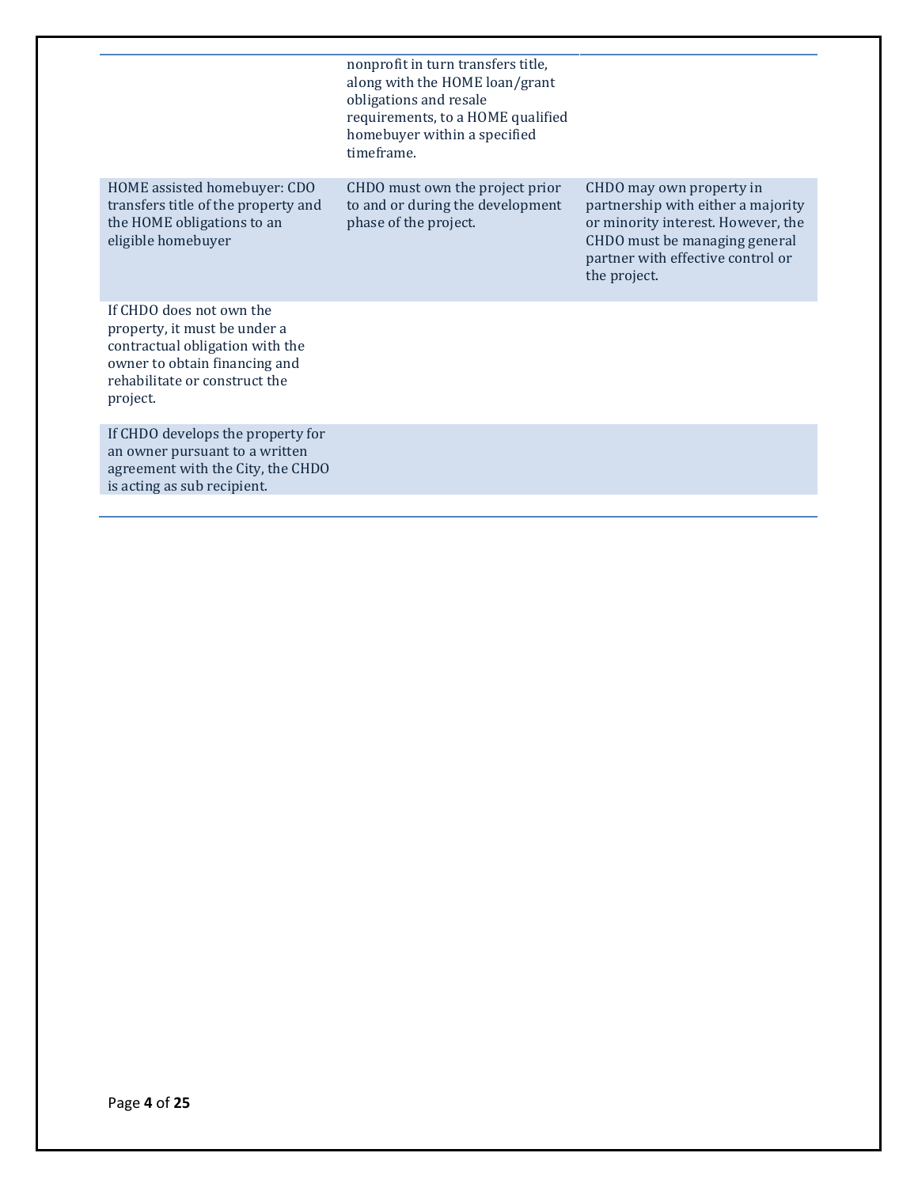| | | |
|---|---|---|
| | nonprofit in turn transfers title, along with the HOME loan/grant obligations and resale requirements, to a HOME qualified homebuyer within a specified timeframe. | |
| HOME assisted homebuyer: CDO transfers title of the property and the HOME obligations to an eligible homebuyer | CHDO must own the project prior to and or during the development phase of the project. | CHDO may own property in partnership with either a majority or minority interest. However, the CHDO must be managing general partner with effective control or the project. |
| If CHDO does not own the property, it must be under a contractual obligation with the owner to obtain financing and rehabilitate or construct the project. | | |
| If CHDO develops the property for an owner pursuant to a written agreement with the City, the CHDO is acting as sub recipient. | | |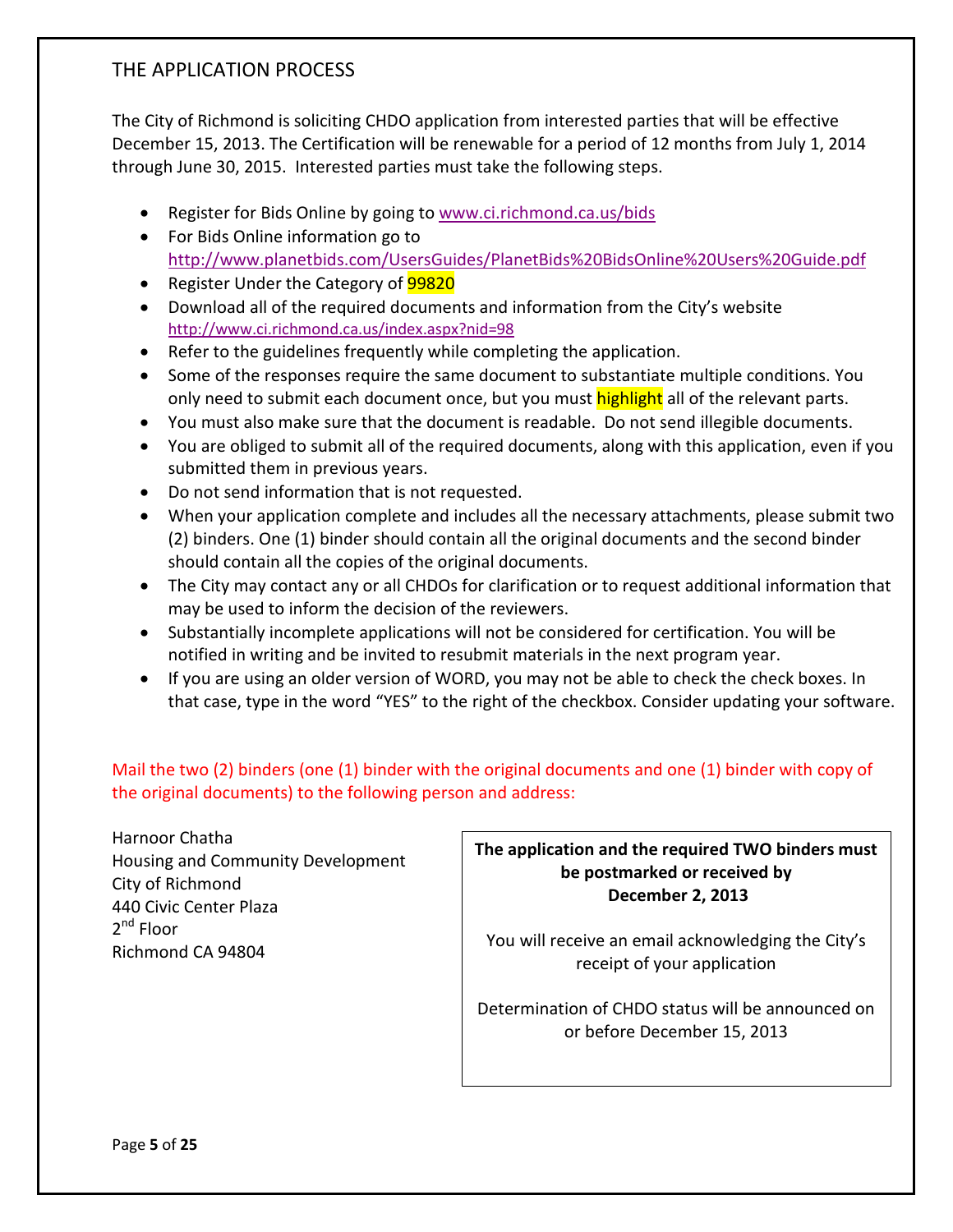## THE APPLICATION PROCESS

The City of Richmond is soliciting CHDO application from interested parties that will be effective December 15, 2013. The Certification will be renewable for a period of 12 months from July 1, 2014 through June 30, 2015. Interested parties must take the following steps.

- Register for Bids Online by going to www.ci.richmond.ca.us/bids
- For Bids Online information go to http://www.planetbids.com/UsersGuides/PlanetBids%20BidsOnline%20Users%20Guide.pdf
- Register Under the Category of 99820
- Download all of the required documents and information from the City's website http://www.ci.richmond.ca.us/index.aspx?nid=98
- Refer to the guidelines frequently while completing the application.
- Some of the responses require the same document to substantiate multiple conditions. You only need to submit each document once, but you must highlight all of the relevant parts.
- You must also make sure that the document is readable. Do not send illegible documents.
- You are obliged to submit all of the required documents, along with this application, even if you submitted them in previous years.
- Do not send information that is not requested.
- When your application complete and includes all the necessary attachments, please submit two (2) binders. One (1) binder should contain all the original documents and the second binder should contain all the copies of the original documents.
- The City may contact any or all CHDOs for clarification or to request additional information that may be used to inform the decision of the reviewers.
- Substantially incomplete applications will not be considered for certification. You will be notified in writing and be invited to resubmit materials in the next program year.
- If you are using an older version of WORD, you may not be able to check the check boxes. In that case, type in the word "YES" to the right of the checkbox. Consider updating your software.

Mail the two (2) binders (one (1) binder with the original documents and one (1) binder with copy of the original documents) to the following person and address:

Harnoor Chatha
Housing and Community Development
City of Richmond
440 Civic Center Plaza
2nd Floor
Richmond CA 94804

**The application and the required TWO binders must be postmarked or received by December 2, 2013**

You will receive an email acknowledging the City's receipt of your application

Determination of CHDO status will be announced on or before December 15, 2013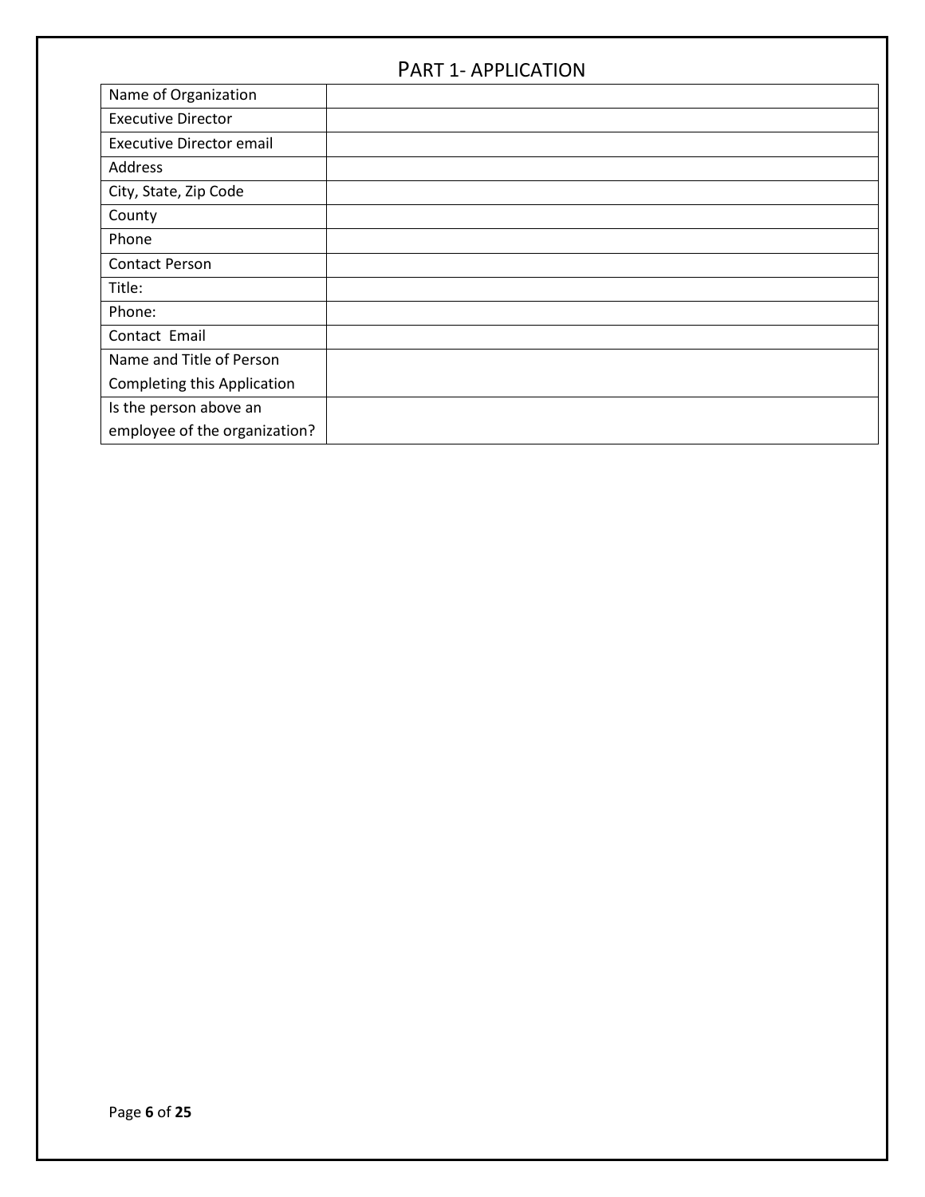## PART 1- APPLICATION

| | |
|---|---|
| Name of Organization | |
| Executive Director | |
| Executive Director email | |
| Address | |
| City, State, Zip Code | |
| County | |
| Phone | |
| Contact Person | |
| Title: | |
| Phone: | |
| Contact Email | |
| Name and Title of Person Completing this Application | |
| Is the person above an employee of the organization? | |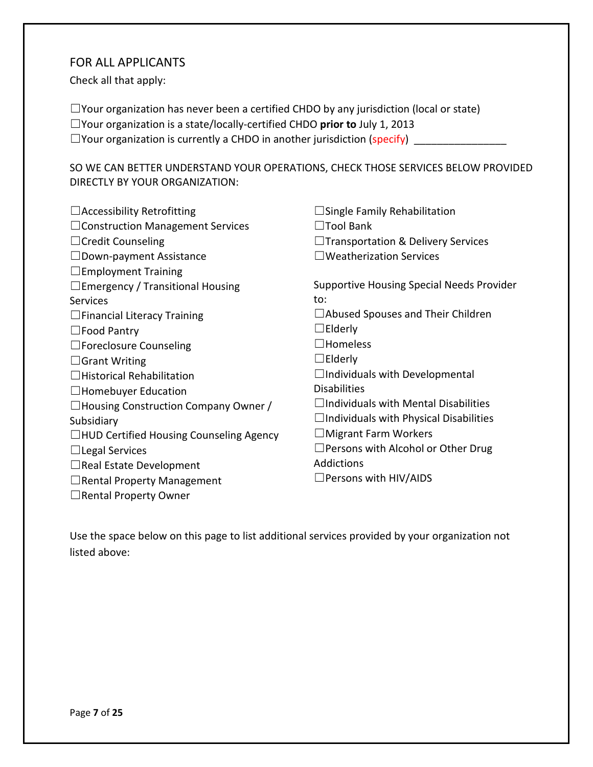## FOR ALL APPLICANTS

Check all that apply:

☐Your organization has never been a certified CHDO by any jurisdiction (local or state)
☐Your organization is a state/locally-certified CHDO **prior to** July 1, 2013
☐Your organization is currently a CHDO in another jurisdiction (specify) ________________

SO WE CAN BETTER UNDERSTAND YOUR OPERATIONS, CHECK THOSE SERVICES BELOW PROVIDED DIRECTLY BY YOUR ORGANIZATION:

☐Accessibility Retrofitting
☐Construction Management Services
☐Credit Counseling
☐Down-payment Assistance
☐Employment Training
☐Emergency / Transitional Housing Services
☐Financial Literacy Training
☐Food Pantry
☐Foreclosure Counseling
☐Grant Writing
☐Historical Rehabilitation
☐Homebuyer Education
☐Housing Construction Company Owner / Subsidiary
☐HUD Certified Housing Counseling Agency
☐Legal Services
☐Real Estate Development
☐Rental Property Management
☐Rental Property Owner
☐Single Family Rehabilitation
☐Tool Bank
☐Transportation & Delivery Services
☐Weatherization Services

Supportive Housing Special Needs Provider to:

☐Abused Spouses and Their Children
☐Elderly
☐Homeless
☐Elderly
☐Individuals with Developmental Disabilities
☐Individuals with Mental Disabilities
☐Individuals with Physical Disabilities
☐Migrant Farm Workers
☐Persons with Alcohol or Other Drug Addictions
☐Persons with HIV/AIDS

Use the space below on this page to list additional services provided by your organization not listed above: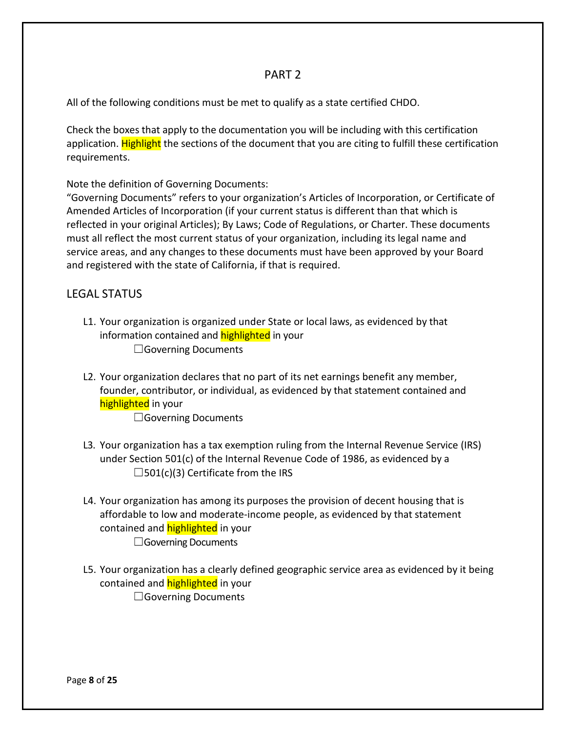## PART 2

All of the following conditions must be met to qualify as a state certified CHDO.

Check the boxes that apply to the documentation you will be including with this certification application. Highlight the sections of the document that you are citing to fulfill these certification requirements.

Note the definition of Governing Documents:
"Governing Documents" refers to your organization's Articles of Incorporation, or Certificate of Amended Articles of Incorporation (if your current status is different than that which is reflected in your original Articles); By Laws; Code of Regulations, or Charter. These documents must all reflect the most current status of your organization, including its legal name and service areas, and any changes to these documents must have been approved by your Board and registered with the state of California, if that is required.

### LEGAL STATUS

L1. Your organization is organized under State or local laws, as evidenced by that information contained and highlighted in your
   ☐Governing Documents

L2. Your organization declares that no part of its net earnings benefit any member, founder, contributor, or individual, as evidenced by that statement contained and highlighted in your
   ☐Governing Documents

L3. Your organization has a tax exemption ruling from the Internal Revenue Service (IRS) under Section 501(c) of the Internal Revenue Code of 1986, as evidenced by a
   ☐501(c)(3) Certificate from the IRS

L4. Your organization has among its purposes the provision of decent housing that is affordable to low and moderate-income people, as evidenced by that statement contained and highlighted in your
   ☐Governing Documents

L5. Your organization has a clearly defined geographic service area as evidenced by it being contained and highlighted in your
   ☐Governing Documents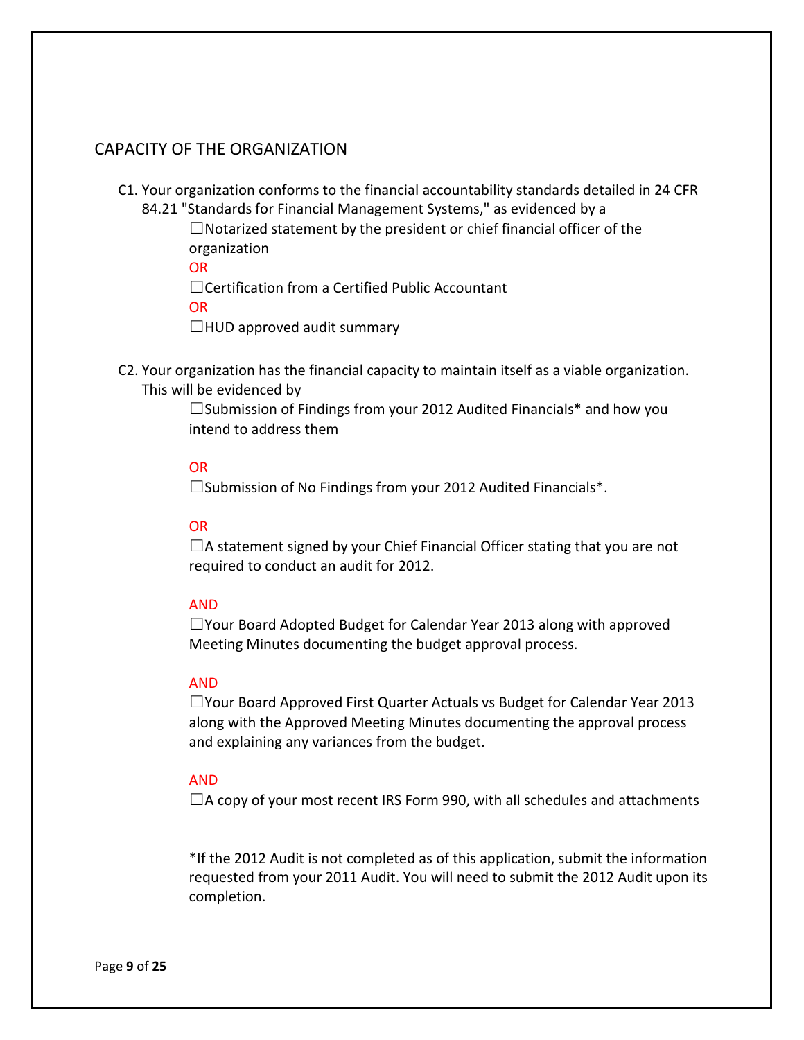## CAPACITY OF THE ORGANIZATION

C1. Your organization conforms to the financial accountability standards detailed in 24 CFR 84.21 "Standards for Financial Management Systems," as evidenced by a

☐Notarized statement by the president or chief financial officer of the organization

OR

☐Certification from a Certified Public Accountant

OR

☐HUD approved audit summary

C2. Your organization has the financial capacity to maintain itself as a viable organization. This will be evidenced by

☐Submission of Findings from your 2012 Audited Financials* and how you intend to address them

OR

☐Submission of No Findings from your 2012 Audited Financials*.

OR

☐A statement signed by your Chief Financial Officer stating that you are not required to conduct an audit for 2012.

AND

☐Your Board Adopted Budget for Calendar Year 2013 along with approved Meeting Minutes documenting the budget approval process.

AND

☐Your Board Approved First Quarter Actuals vs Budget for Calendar Year 2013 along with the Approved Meeting Minutes documenting the approval process and explaining any variances from the budget.

AND

☐A copy of your most recent IRS Form 990, with all schedules and attachments

*If the 2012 Audit is not completed as of this application, submit the information requested from your 2011 Audit. You will need to submit the 2012 Audit upon its completion.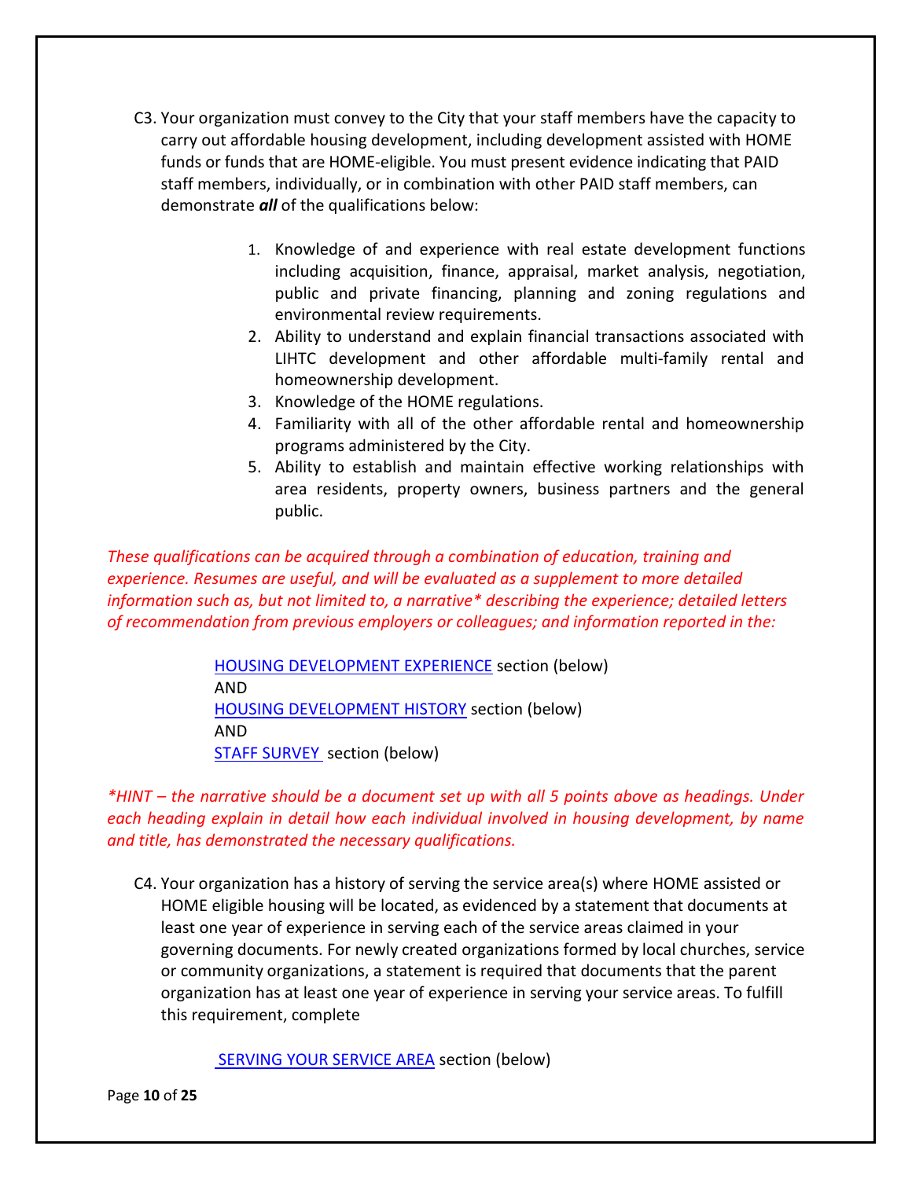C3. Your organization must convey to the City that your staff members have the capacity to carry out affordable housing development, including development assisted with HOME funds or funds that are HOME-eligible. You must present evidence indicating that PAID staff members, individually, or in combination with other PAID staff members, can demonstrate ***all*** of the qualifications below:

1. Knowledge of and experience with real estate development functions including acquisition, finance, appraisal, market analysis, negotiation, public and private financing, planning and zoning regulations and environmental review requirements.
2. Ability to understand and explain financial transactions associated with LIHTC development and other affordable multi-family rental and homeownership development.
3. Knowledge of the HOME regulations.
4. Familiarity with all of the other affordable rental and homeownership programs administered by the City.
5. Ability to establish and maintain effective working relationships with area residents, property owners, business partners and the general public.

*These qualifications can be acquired through a combination of education, training and experience. Resumes are useful, and will be evaluated as a supplement to more detailed information such as, but not limited to, a narrative* describing the experience; detailed letters of recommendation from previous employers or colleagues; and information reported in the:*

HOUSING DEVELOPMENT EXPERIENCE section (below)
AND
HOUSING DEVELOPMENT HISTORY section (below)
AND
STAFF SURVEY section (below)

**HINT – the narrative should be a document set up with all 5 points above as headings. Under each heading explain in detail how each individual involved in housing development, by name and title, has demonstrated the necessary qualifications.*

C4. Your organization has a history of serving the service area(s) where HOME assisted or HOME eligible housing will be located, as evidenced by a statement that documents at least one year of experience in serving each of the service areas claimed in your governing documents. For newly created organizations formed by local churches, service or community organizations, a statement is required that documents that the parent organization has at least one year of experience in serving your service areas. To fulfill this requirement, complete

SERVING YOUR SERVICE AREA section (below)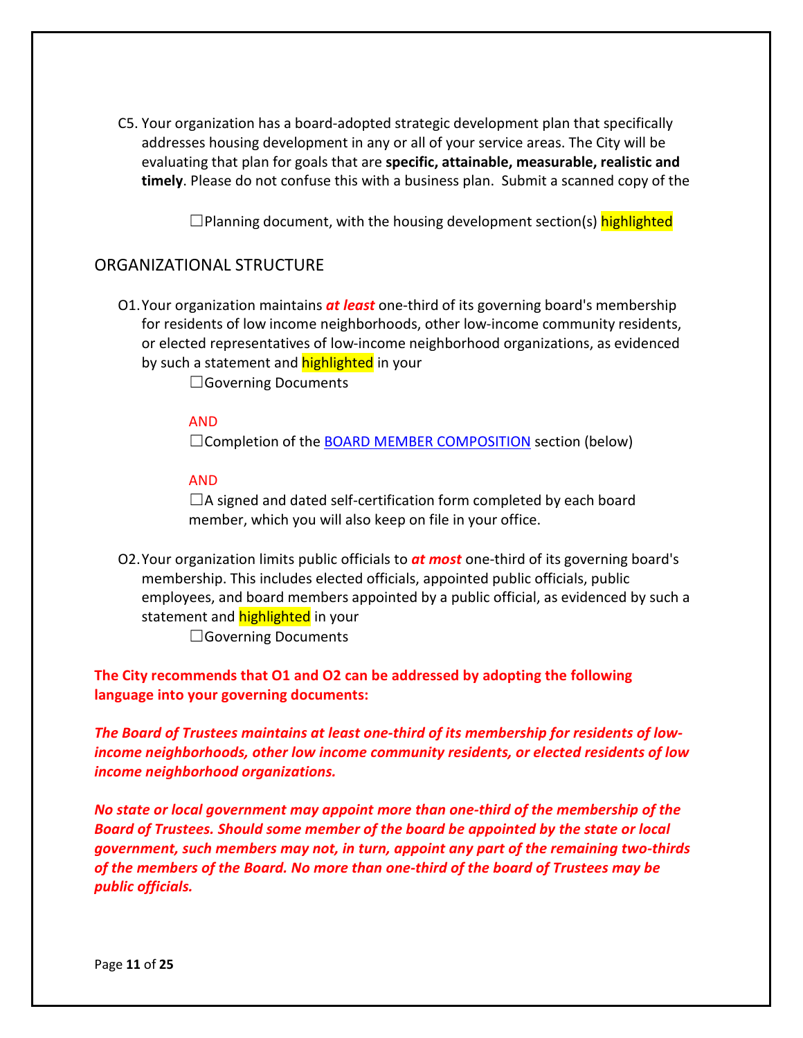C5. Your organization has a board-adopted strategic development plan that specifically addresses housing development in any or all of your service areas. The City will be evaluating that plan for goals that are **specific, attainable, measurable, realistic and timely**. Please do not confuse this with a business plan. Submit a scanned copy of the

☐Planning document, with the housing development section(s) highlighted

## ORGANIZATIONAL STRUCTURE

O1. Your organization maintains ***at least*** one-third of its governing board's membership for residents of low income neighborhoods, other low-income community residents, or elected representatives of low-income neighborhood organizations, as evidenced by such a statement and highlighted in your

☐Governing Documents

AND

☐Completion of the BOARD MEMBER COMPOSITION section (below)

AND

☐A signed and dated self-certification form completed by each board member, which you will also keep on file in your office.

O2. Your organization limits public officials to ***at most*** one-third of its governing board's membership. This includes elected officials, appointed public officials, public employees, and board members appointed by a public official, as evidenced by such a statement and highlighted in your

☐Governing Documents

**The City recommends that O1 and O2 can be addressed by adopting the following language into your governing documents:**

***The Board of Trustees maintains at least one-third of its membership for residents of low-income neighborhoods, other low income community residents, or elected residents of low income neighborhood organizations.***

***No state or local government may appoint more than one-third of the membership of the Board of Trustees. Should some member of the board be appointed by the state or local government, such members may not, in turn, appoint any part of the remaining two-thirds of the members of the Board. No more than one-third of the board of Trustees may be public officials.***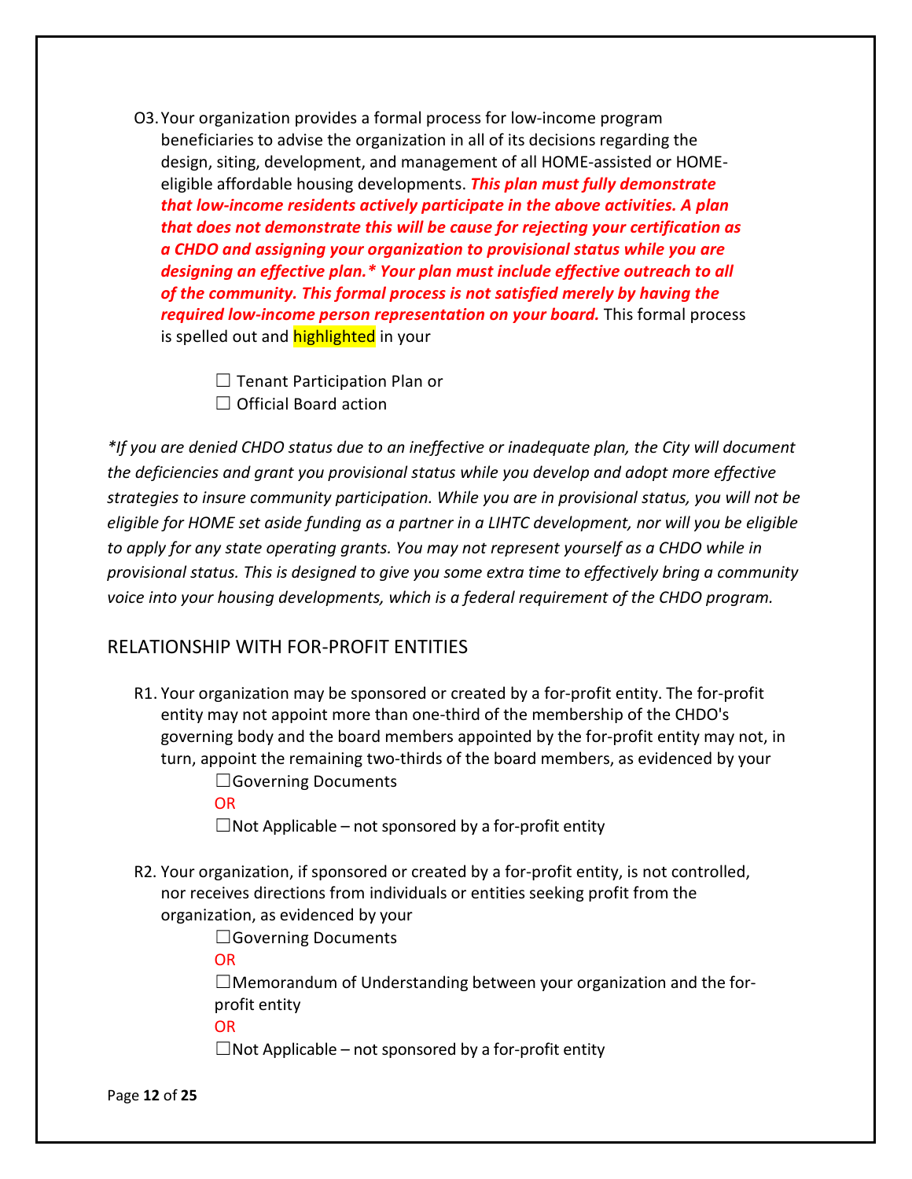O3. Your organization provides a formal process for low-income program beneficiaries to advise the organization in all of its decisions regarding the design, siting, development, and management of all HOME-assisted or HOME-eligible affordable housing developments. ***This plan must fully demonstrate that low-income residents actively participate in the above activities. A plan that does not demonstrate this will be cause for rejecting your certification as a CHDO and assigning your organization to provisional status while you are designing an effective plan.* Your plan must include effective outreach to all of the community. This formal process is not satisfied merely by having the required low-income person representation on your board.*** This formal process is spelled out and highlighted in your

☐ Tenant Participation Plan or
☐ Official Board action

**If you are denied CHDO status due to an ineffective or inadequate plan, the City will document the deficiencies and grant you provisional status while you develop and adopt more effective strategies to insure community participation. While you are in provisional status, you will not be eligible for HOME set aside funding as a partner in a LIHTC development, nor will you be eligible to apply for any state operating grants. You may not represent yourself as a CHDO while in provisional status. This is designed to give you some extra time to effectively bring a community voice into your housing developments, which is a federal requirement of the CHDO program.*

## RELATIONSHIP WITH FOR-PROFIT ENTITIES

R1. Your organization may be sponsored or created by a for-profit entity. The for-profit entity may not appoint more than one-third of the membership of the CHDO's governing body and the board members appointed by the for-profit entity may not, in turn, appoint the remaining two-thirds of the board members, as evidenced by your

☐Governing Documents
OR
☐Not Applicable – not sponsored by a for-profit entity

R2. Your organization, if sponsored or created by a for-profit entity, is not controlled, nor receives directions from individuals or entities seeking profit from the organization, as evidenced by your

☐Governing Documents
OR
☐Memorandum of Understanding between your organization and the for-profit entity
OR
☐Not Applicable – not sponsored by a for-profit entity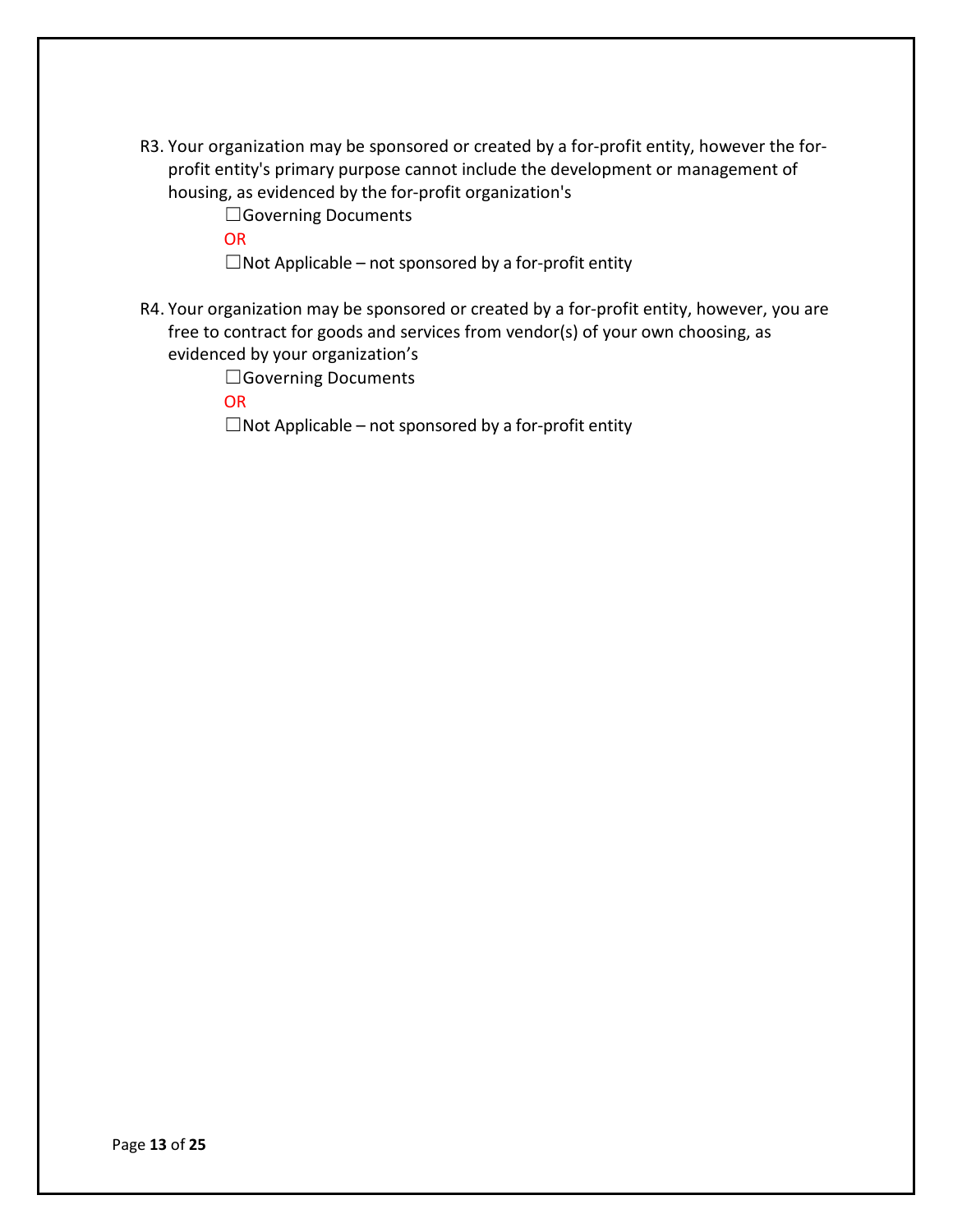R3. Your organization may be sponsored or created by a for-profit entity, however the for-profit entity's primary purpose cannot include the development or management of housing, as evidenced by the for-profit organization's

☐Governing Documents

OR

☐Not Applicable – not sponsored by a for-profit entity

R4. Your organization may be sponsored or created by a for-profit entity, however, you are free to contract for goods and services from vendor(s) of your own choosing, as evidenced by your organization's

☐Governing Documents

OR

☐Not Applicable – not sponsored by a for-profit entity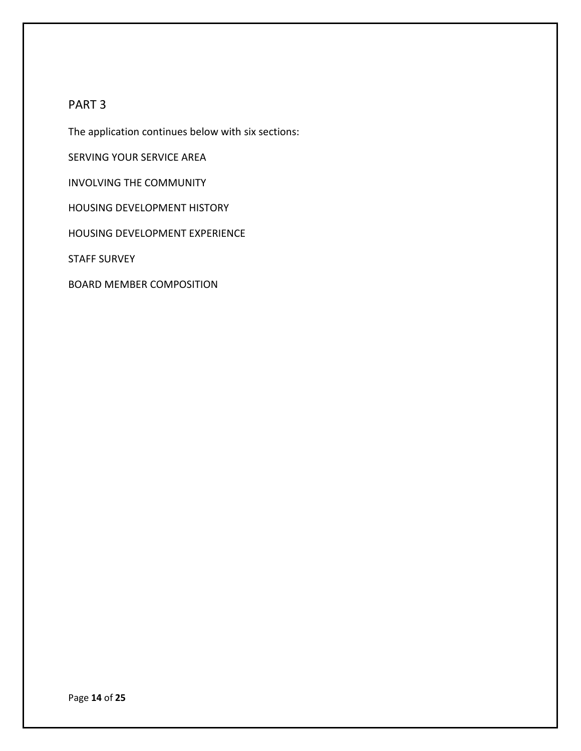## PART 3

The application continues below with six sections:

SERVING YOUR SERVICE AREA

INVOLVING THE COMMUNITY

HOUSING DEVELOPMENT HISTORY

HOUSING DEVELOPMENT EXPERIENCE

STAFF SURVEY

BOARD MEMBER COMPOSITION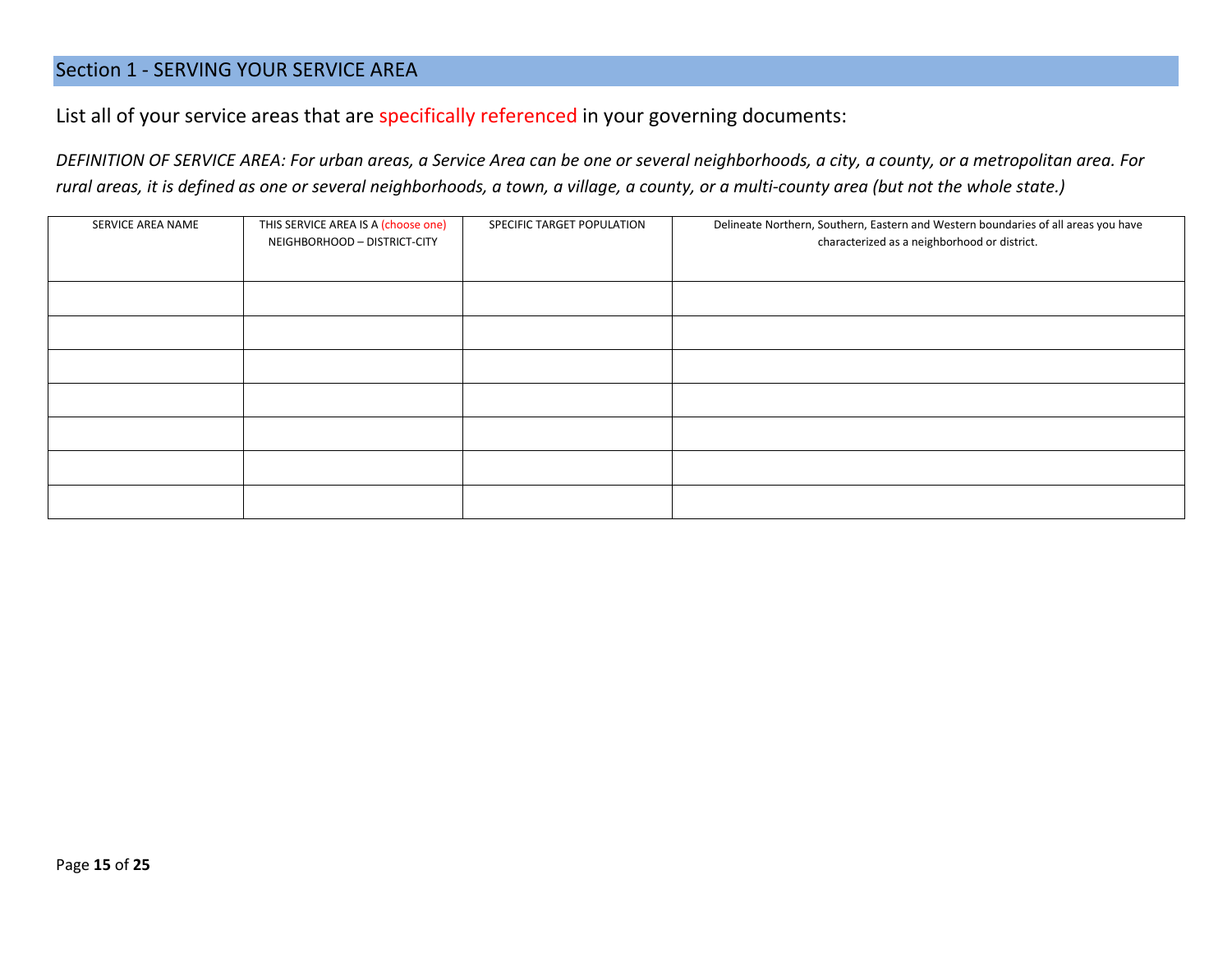## Section 1 - SERVING YOUR SERVICE AREA

List all of your service areas that are specifically referenced in your governing documents:

*DEFINITION OF SERVICE AREA: For urban areas, a Service Area can be one or several neighborhoods, a city, a county, or a metropolitan area. For rural areas, it is defined as one or several neighborhoods, a town, a village, a county, or a multi-county area (but not the whole state.)*

| SERVICE AREA NAME | THIS SERVICE AREA IS A (choose one) NEIGHBORHOOD – DISTRICT-CITY | SPECIFIC TARGET POPULATION | Delineate Northern, Southern, Eastern and Western boundaries of all areas you have characterized as a neighborhood or district. |
|---|---|---|---|
| | | | |
| | | | |
| | | | |
| | | | |
| | | | |
| | | | |
| | | | |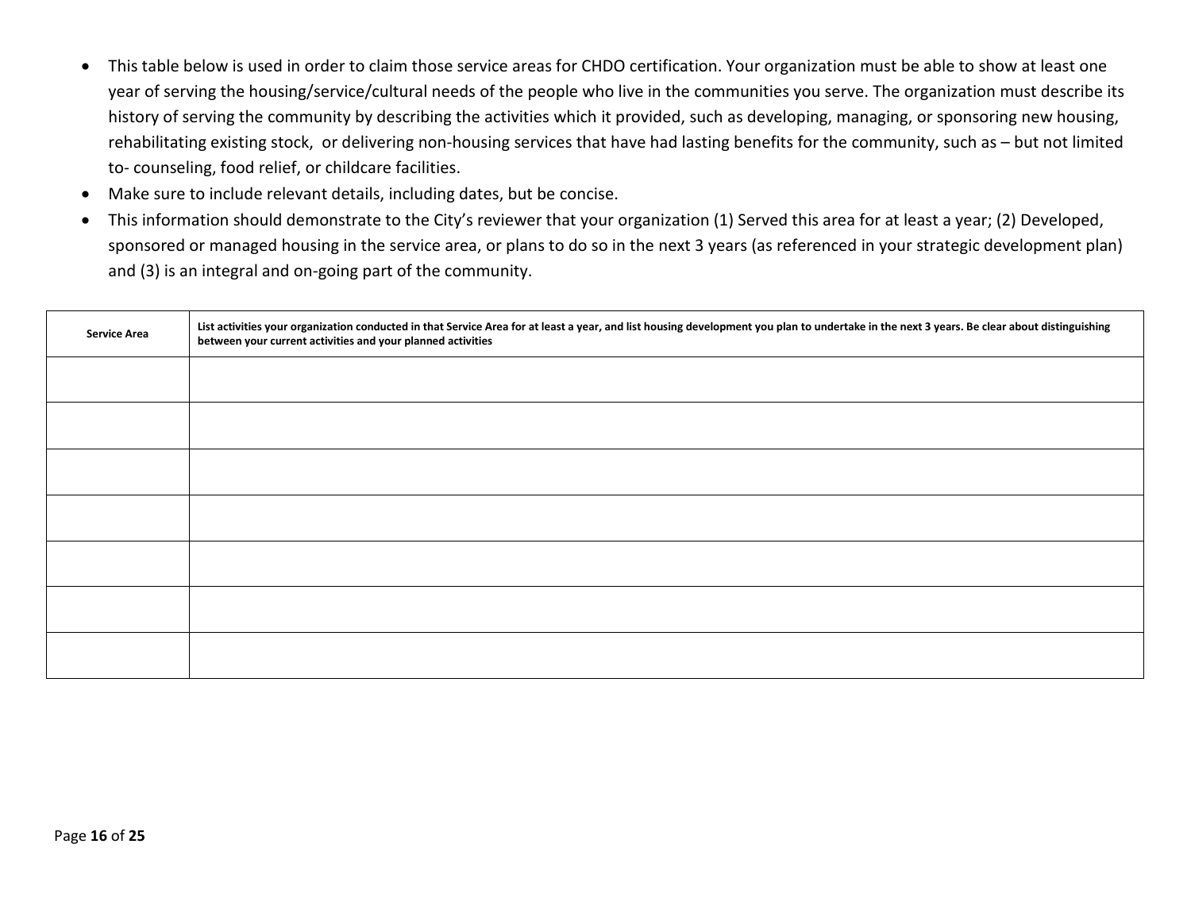- This table below is used in order to claim those service areas for CHDO certification. Your organization must be able to show at least one year of serving the housing/service/cultural needs of the people who live in the communities you serve. The organization must describe its history of serving the community by describing the activities which it provided, such as developing, managing, or sponsoring new housing, rehabilitating existing stock, or delivering non-housing services that have had lasting benefits for the community, such as – but not limited to- counseling, food relief, or childcare facilities.
- Make sure to include relevant details, including dates, but be concise.
- This information should demonstrate to the City's reviewer that your organization (1) Served this area for at least a year; (2) Developed, sponsored or managed housing in the service area, or plans to do so in the next 3 years (as referenced in your strategic development plan) and (3) is an integral and on-going part of the community.

| Service Area | List activities your organization conducted in that Service Area for at least a year, and list housing development you plan to undertake in the next 3 years. Be clear about distinguishing between your current activities and your planned activities |
|---|---|
| | |
| | |
| | |
| | |
| | |
| | |
| | |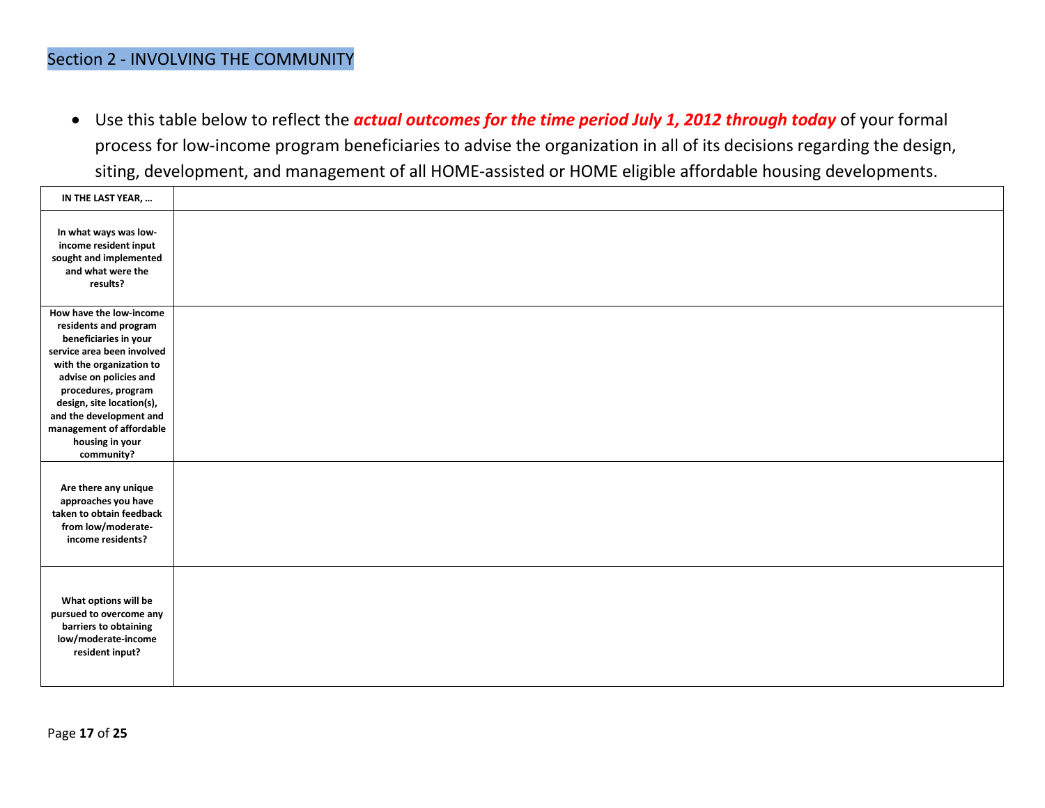## Section 2 - INVOLVING THE COMMUNITY

- Use this table below to reflect the ***actual outcomes for the time period July 1, 2012 through today*** of your formal process for low-income program beneficiaries to advise the organization in all of its decisions regarding the design, siting, development, and management of all HOME-assisted or HOME eligible affordable housing developments.

| **IN THE LAST YEAR, …** | |
|---|---|
| **In what ways was low-income resident input sought and implemented and what were the results?** | |
| **How have the low-income residents and program beneficiaries in your service area been involved with the organization to advise on policies and procedures, program design, site location(s), and the development and management of affordable housing in your community?** | |
| **Are there any unique approaches you have taken to obtain feedback from low/moderate-income residents?** | |
| **What options will be pursued to overcome any barriers to obtaining low/moderate-income resident input?** | |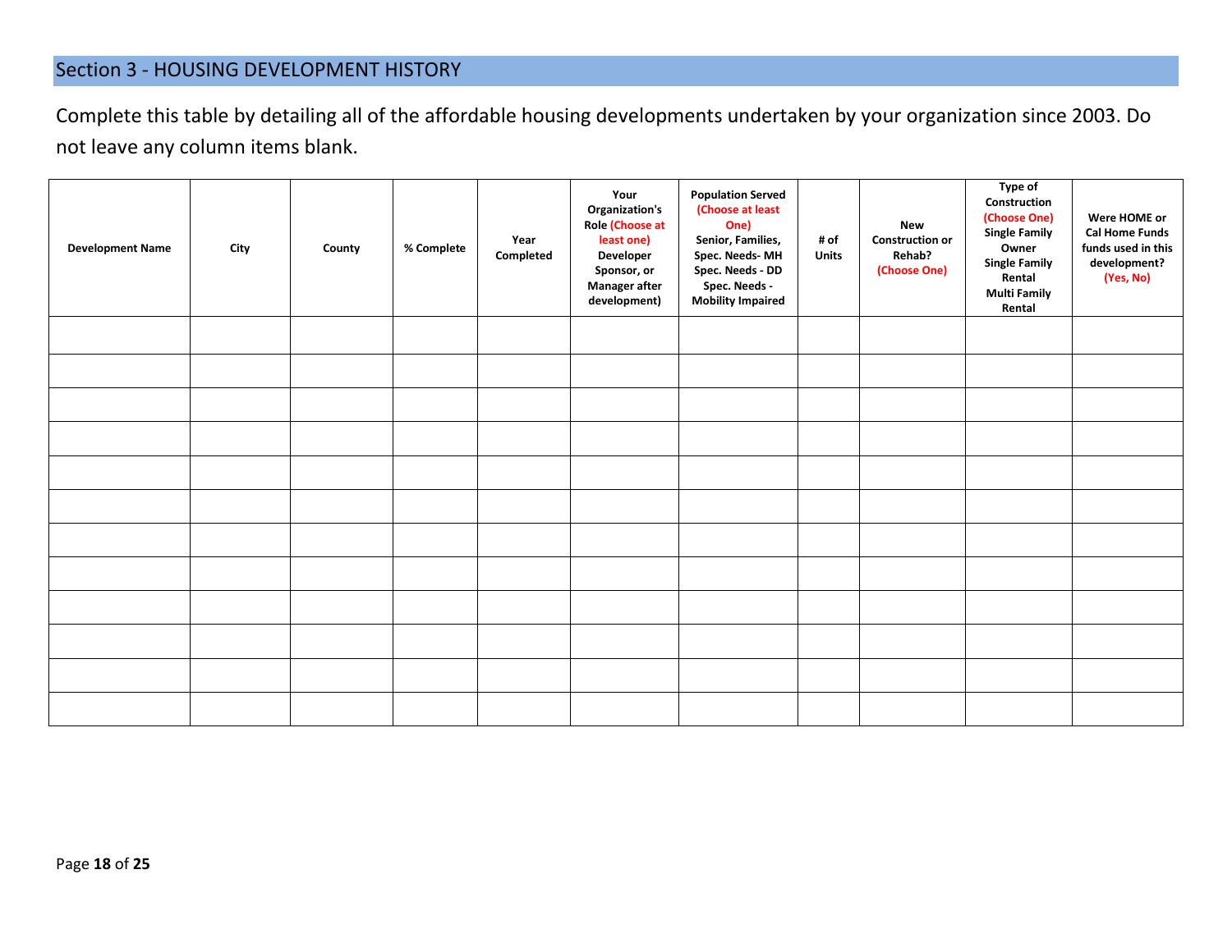## Section 3 - HOUSING DEVELOPMENT HISTORY

Complete this table by detailing all of the affordable housing developments undertaken by your organization since 2003. Do not leave any column items blank.

| Development Name | City | County | % Complete | Year Completed | Your Organization's Role (Choose at least one) Developer Sponsor, or Manager after development) | Population Served (Choose at least One) Senior, Families, Spec. Needs- MH Spec. Needs - DD Spec. Needs - Mobility Impaired | # of Units | New Construction or Rehab? (Choose One) | Type of Construction (Choose One) Single Family Owner Single Family Rental Multi Family Rental | Were HOME or Cal Home Funds funds used in this development? (Yes, No) |
|---|---|---|---|---|---|---|---|---|---|---|
| | | | | | | | | | | |
| | | | | | | | | | | |
| | | | | | | | | | | |
| | | | | | | | | | | |
| | | | | | | | | | | |
| | | | | | | | | | | |
| | | | | | | | | | | |
| | | | | | | | | | | |
| | | | | | | | | | | |
| | | | | | | | | | | |
| | | | | | | | | | | |
| | | | | | | | | | | |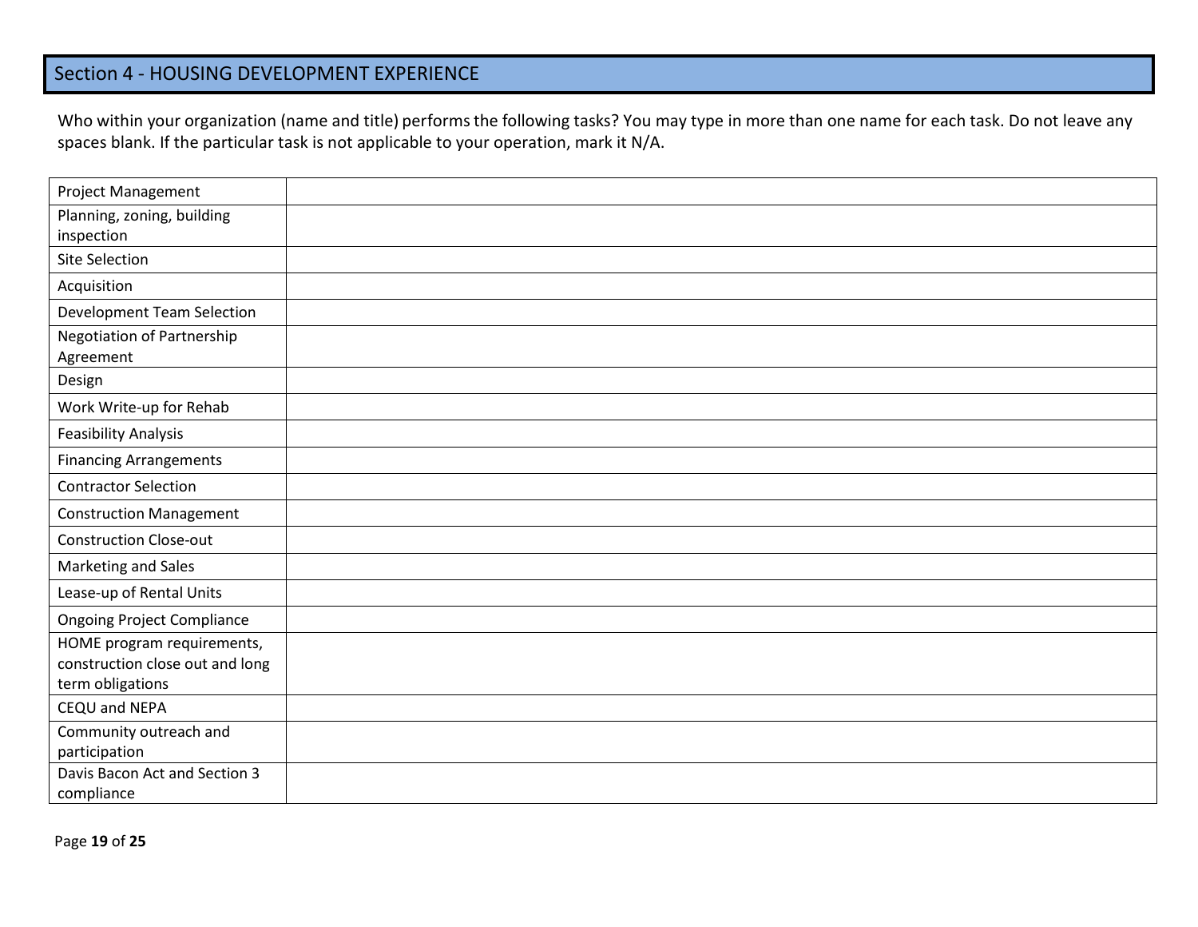## Section 4 - HOUSING DEVELOPMENT EXPERIENCE

Who within your organization (name and title) performs the following tasks? You may type in more than one name for each task. Do not leave any spaces blank. If the particular task is not applicable to your operation, mark it N/A.

| Task | Name and Title |
|---|---|
| Project Management | |
| Planning, zoning, building inspection | |
| Site Selection | |
| Acquisition | |
| Development Team Selection | |
| Negotiation of Partnership Agreement | |
| Design | |
| Work Write-up for Rehab | |
| Feasibility Analysis | |
| Financing Arrangements | |
| Contractor Selection | |
| Construction Management | |
| Construction Close-out | |
| Marketing and Sales | |
| Lease-up of Rental Units | |
| Ongoing Project Compliance | |
| HOME program requirements, construction close out and long term obligations | |
| CEQU and NEPA | |
| Community outreach and participation | |
| Davis Bacon Act and Section 3 compliance | |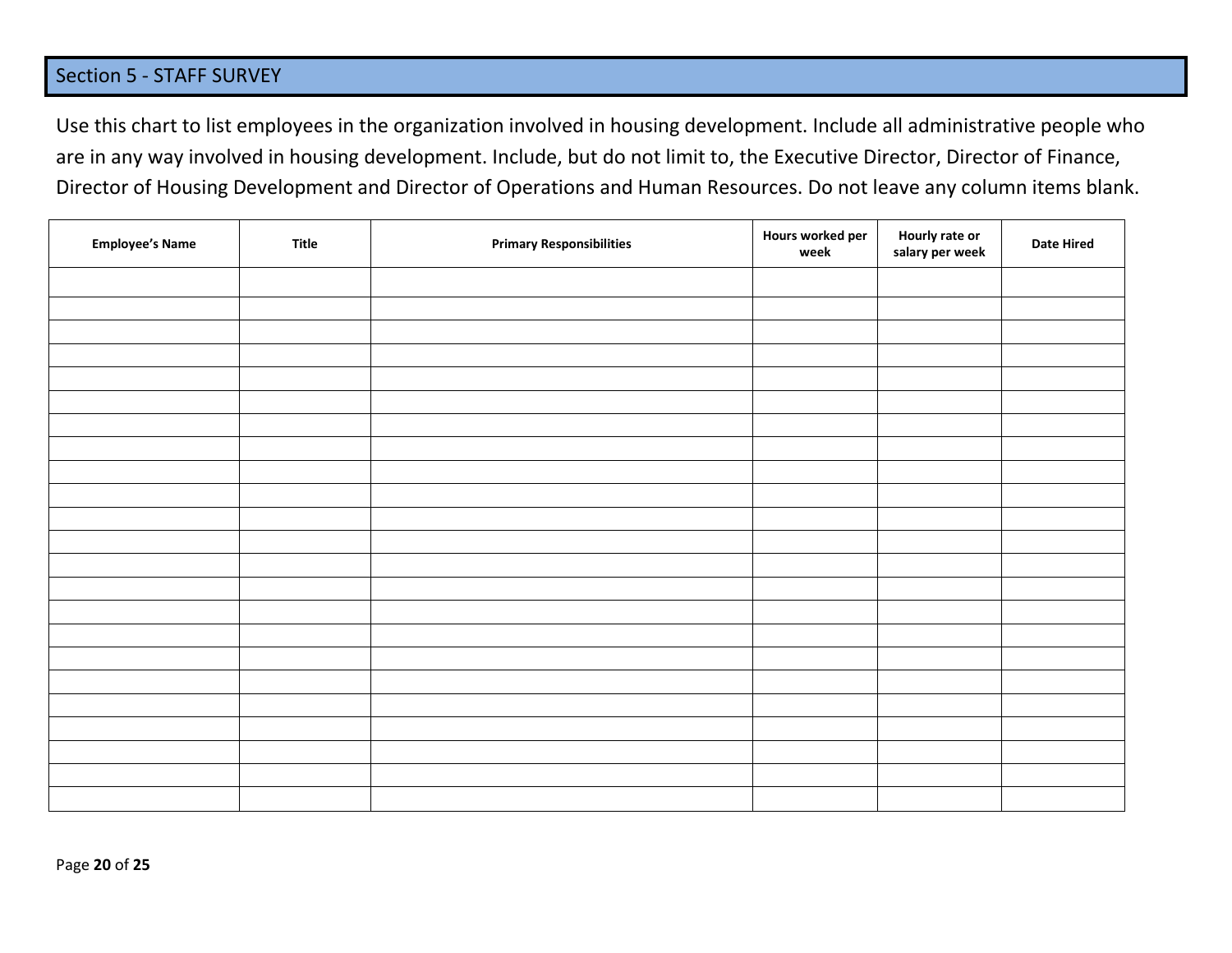## Section 5 - STAFF SURVEY

Use this chart to list employees in the organization involved in housing development. Include all administrative people who are in any way involved in housing development. Include, but do not limit to, the Executive Director, Director of Finance, Director of Housing Development and Director of Operations and Human Resources. Do not leave any column items blank.

| Employee's Name | Title | Primary Responsibilities | Hours worked per week | Hourly rate or salary per week | Date Hired |
| --- | --- | --- | --- | --- | --- |
| | | | | | |
| | | | | | |
| | | | | | |
| | | | | | |
| | | | | | |
| | | | | | |
| | | | | | |
| | | | | | |
| | | | | | |
| | | | | | |
| | | | | | |
| | | | | | |
| | | | | | |
| | | | | | |
| | | | | | |
| | | | | | |
| | | | | | |
| | | | | | |
| | | | | | |
| | | | | | |
| | | | | | |
| | | | | | |
| | | | | | |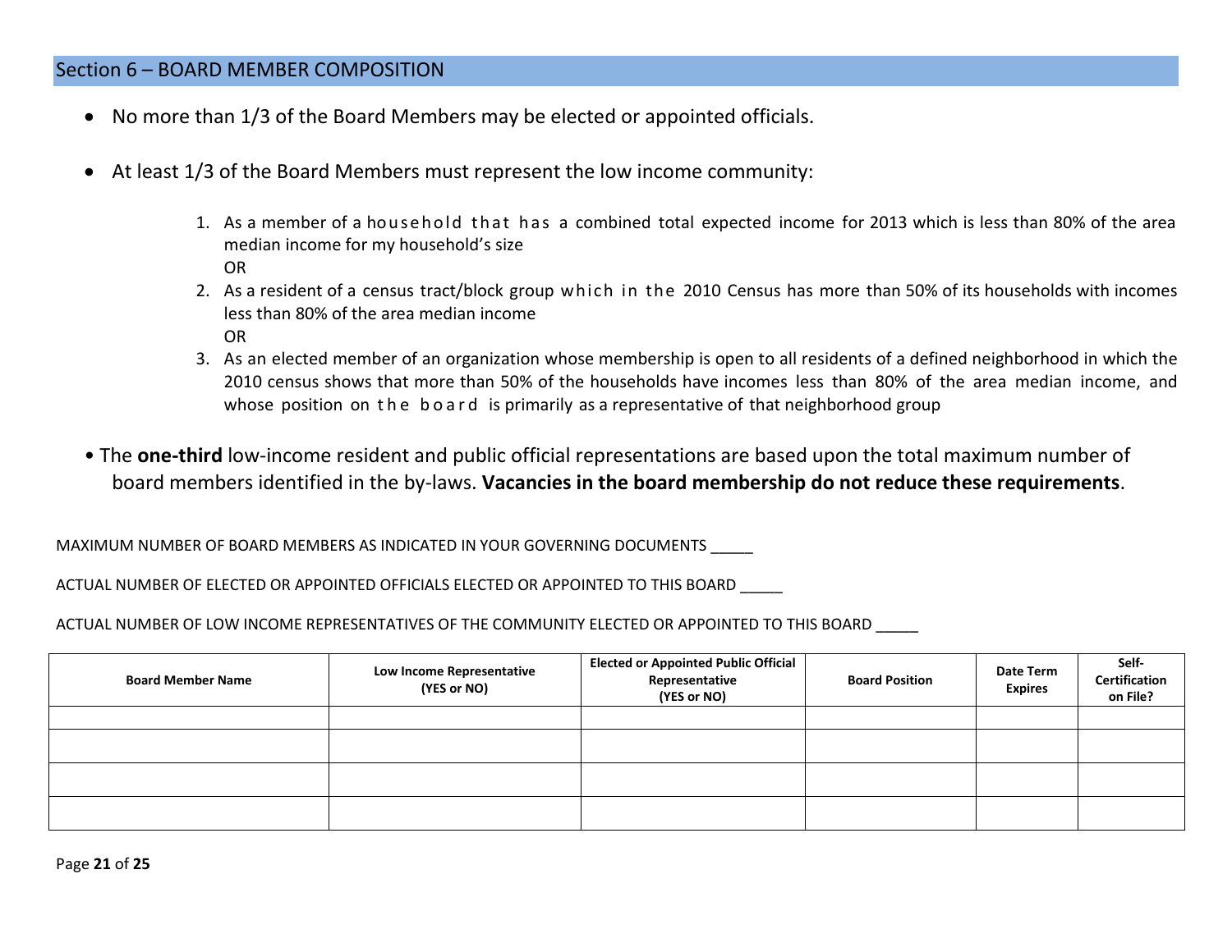## Section 6 – BOARD MEMBER COMPOSITION

- No more than 1/3 of the Board Members may be elected or appointed officials.

- At least 1/3 of the Board Members must represent the low income community:

  1. As a member of a household that has a combined total expected income for 2013 which is less than 80% of the area median income for my household's size
     OR
  2. As a resident of a census tract/block group which in the 2010 Census has more than 50% of its households with incomes less than 80% of the area median income
     OR
  3. As an elected member of an organization whose membership is open to all residents of a defined neighborhood in which the 2010 census shows that more than 50% of the households have incomes less than 80% of the area median income, and whose position on the board is primarily as a representative of that neighborhood group

- The **one-third** low-income resident and public official representations are based upon the total maximum number of board members identified in the by-laws. **Vacancies in the board membership do not reduce these requirements**.

MAXIMUM NUMBER OF BOARD MEMBERS AS INDICATED IN YOUR GOVERNING DOCUMENTS _____

ACTUAL NUMBER OF ELECTED OR APPOINTED OFFICIALS ELECTED OR APPOINTED TO THIS BOARD _____

ACTUAL NUMBER OF LOW INCOME REPRESENTATIVES OF THE COMMUNITY ELECTED OR APPOINTED TO THIS BOARD _____

| Board Member Name | Low Income Representative (YES or NO) | Elected or Appointed Public Official Representative (YES or NO) | Board Position | Date Term Expires | Self-Certification on File? |
|---|---|---|---|---|---|
| | | | | | |
| | | | | | |
| | | | | | |
| | | | | | |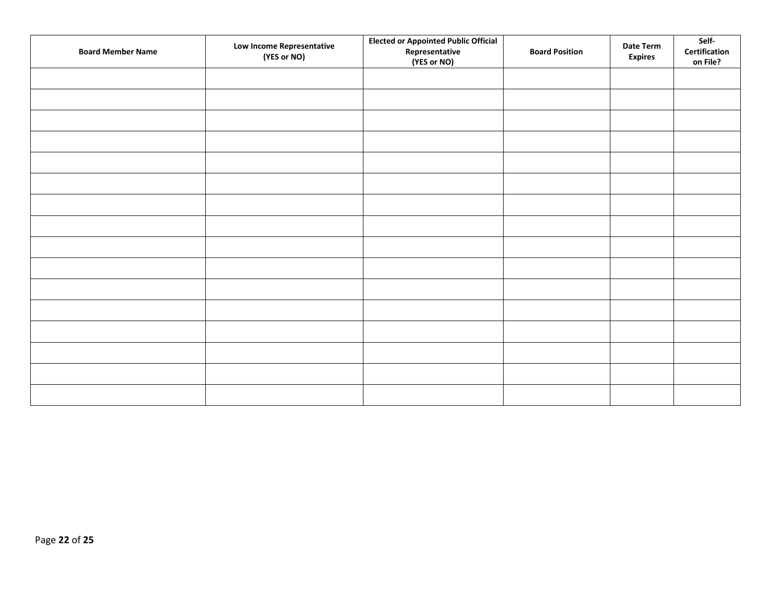| Board Member Name | Low Income Representative (YES or NO) | Elected or Appointed Public Official Representative (YES or NO) | Board Position | Date Term Expires | Self-Certification on File? |
|---|---|---|---|---|---|
| | | | | | |
| | | | | | |
| | | | | | |
| | | | | | |
| | | | | | |
| | | | | | |
| | | | | | |
| | | | | | |
| | | | | | |
| | | | | | |
| | | | | | |
| | | | | | |
| | | | | | |
| | | | | | |
| | | | | | |
| | | | | | |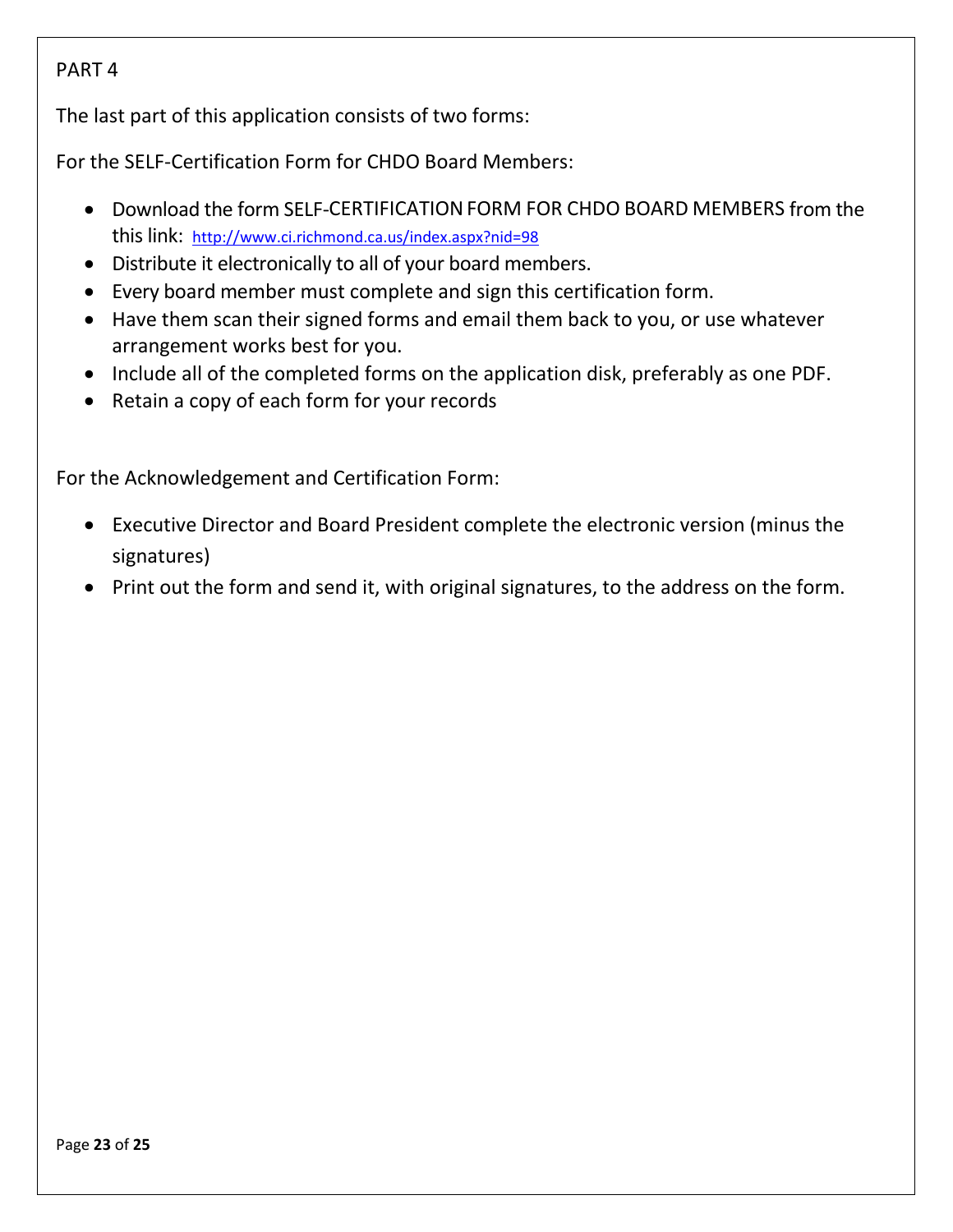PART 4

The last part of this application consists of two forms:

For the SELF-Certification Form for CHDO Board Members:

- Download the form SELF-CERTIFICATION FORM FOR CHDO BOARD MEMBERS from the this link: http://www.ci.richmond.ca.us/index.aspx?nid=98
- Distribute it electronically to all of your board members.
- Every board member must complete and sign this certification form.
- Have them scan their signed forms and email them back to you, or use whatever arrangement works best for you.
- Include all of the completed forms on the application disk, preferably as one PDF.
- Retain a copy of each form for your records

For the Acknowledgement and Certification Form:

- Executive Director and Board President complete the electronic version (minus the signatures)
- Print out the form and send it, with original signatures, to the address on the form.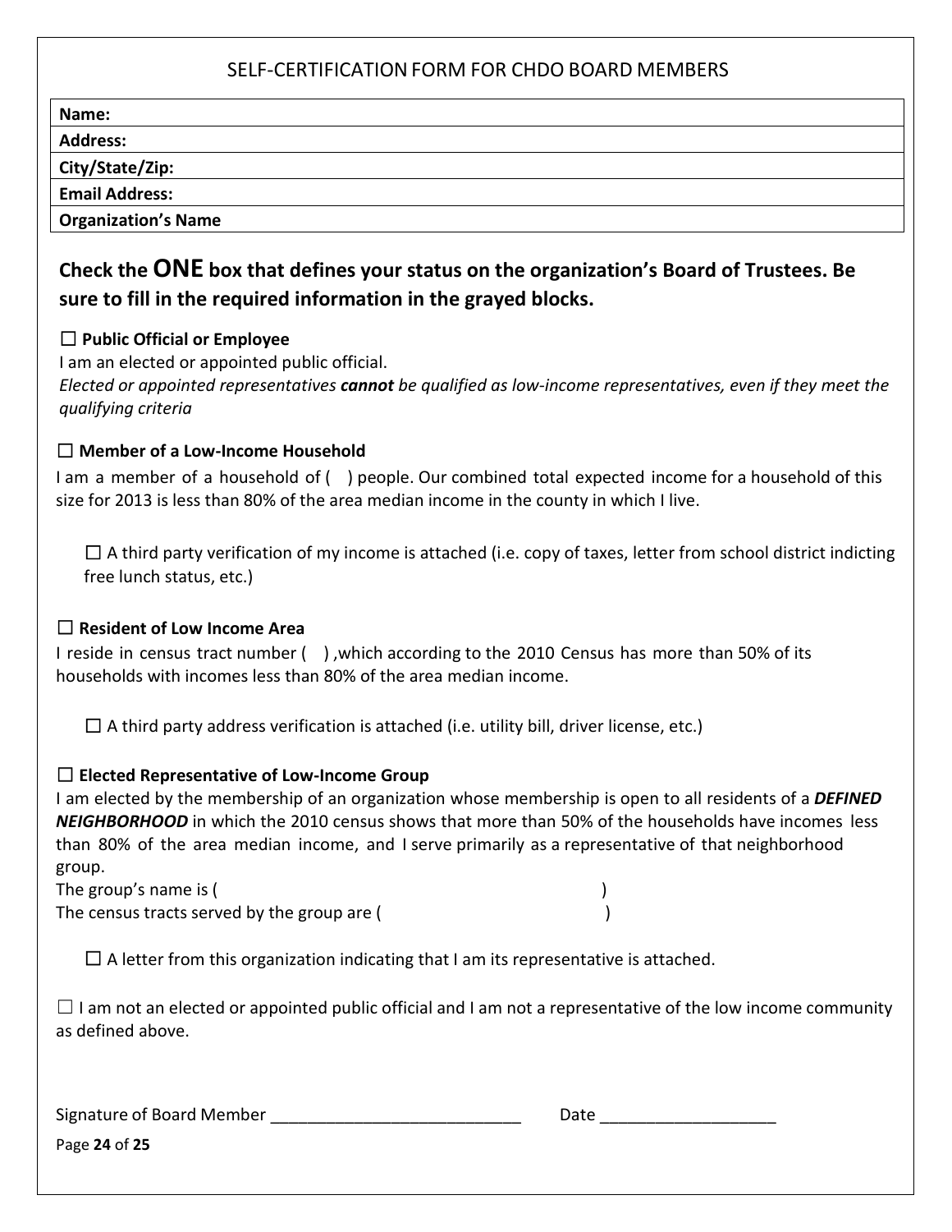## SELF-CERTIFICATION FORM FOR CHDO BOARD MEMBERS

| **Name:** |
|---|
| **Address:** |
| **City/State/Zip:** |
| **Email Address:** |
| **Organization's Name** |

### Check the ONE box that defines your status on the organization's Board of Trustees. Be sure to fill in the required information in the grayed blocks.

☐ **Public Official or Employee**

I am an elected or appointed public official.

*Elected or appointed representatives* ***cannot*** *be qualified as low-income representatives, even if they meet the qualifying criteria*

☐ **Member of a Low-Income Household**

I am a member of a household of ( ) people. Our combined total expected income for a household of this size for 2013 is less than 80% of the area median income in the county in which I live.

☐ A third party verification of my income is attached (i.e. copy of taxes, letter from school district indicting free lunch status, etc.)

☐ **Resident of Low Income Area**

I reside in census tract number ( ) ,which according to the 2010 Census has more than 50% of its households with incomes less than 80% of the area median income.

☐ A third party address verification is attached (i.e. utility bill, driver license, etc.)

☐ **Elected Representative of Low-Income Group**

I am elected by the membership of an organization whose membership is open to all residents of a ***DEFINED NEIGHBORHOOD*** in which the 2010 census shows that more than 50% of the households have incomes less than 80% of the area median income, and I serve primarily as a representative of that neighborhood group.

The group's name is ( )

The census tracts served by the group are ( )

☐ A letter from this organization indicating that I am its representative is attached.

☐ I am not an elected or appointed public official and I am not a representative of the low income community as defined above.

Signature of Board Member ___________________________ Date ___________________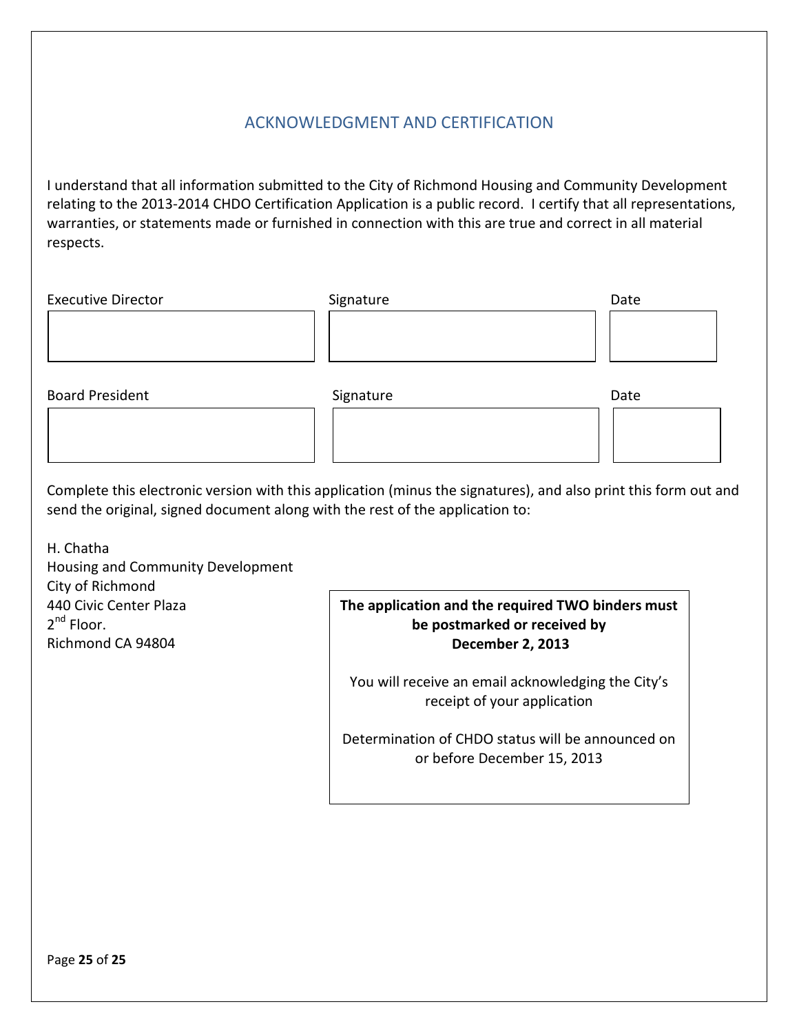## ACKNOWLEDGMENT AND CERTIFICATION

I understand that all information submitted to the City of Richmond Housing and Community Development relating to the 2013-2014 CHDO Certification Application is a public record. I certify that all representations, warranties, or statements made or furnished in connection with this are true and correct in all material respects.

| Executive Director | Signature | Date |
| --- | --- | --- |
| | | |

| Board President | Signature | Date |
| --- | --- | --- |
| | | |

Complete this electronic version with this application (minus the signatures), and also print this form out and send the original, signed document along with the rest of the application to:

H. Chatha
Housing and Community Development
City of Richmond
440 Civic Center Plaza
2nd Floor.
Richmond CA 94804

**The application and the required TWO binders must be postmarked or received by December 2, 2013**

You will receive an email acknowledging the City's receipt of your application

Determination of CHDO status will be announced on or before December 15, 2013